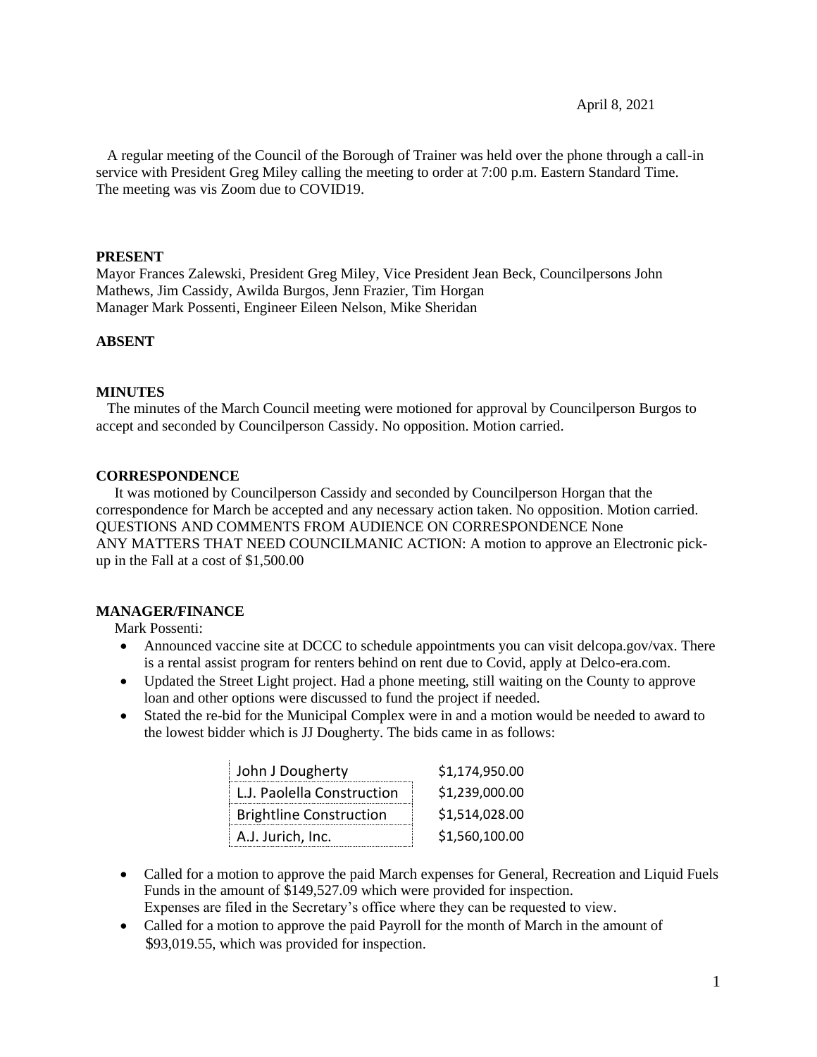April 8, 2021

A regular meeting of the Council of the Borough of Trainer was held over the phone through a call-in service with President Greg Miley calling the meeting to order at 7:00 p.m. Eastern Standard Time. The meeting was vis Zoom due to COVID19.

**PRESENT**

Mayor Frances Zalewski, President Greg Miley, Vice President Jean Beck, Councilpersons John Mathews, Jim Cassidy, Awilda Burgos, Jenn Frazier, Tim Horgan
Manager Mark Possenti, Engineer Eileen Nelson, Mike Sheridan

**ABSENT**

**MINUTES**

The minutes of the March Council meeting were motioned for approval by Councilperson Burgos to accept and seconded by Councilperson Cassidy. No opposition. Motion carried.

**CORRESPONDENCE**

It was motioned by Councilperson Cassidy and seconded by Councilperson Horgan that the correspondence for March be accepted and any necessary action taken. No opposition. Motion carried.
QUESTIONS AND COMMENTS FROM AUDIENCE ON CORRESPONDENCE None
ANY MATTERS THAT NEED COUNCILMANIC ACTION: A motion to approve an Electronic pick-up in the Fall at a cost of $1,500.00

**MANAGER/FINANCE**

Mark Possenti:

- Announced vaccine site at DCCC to schedule appointments you can visit delcopa.gov/vax. There is a rental assist program for renters behind on rent due to Covid, apply at Delco-era.com.
- Updated the Street Light project. Had a phone meeting, still waiting on the County to approve loan and other options were discussed to fund the project if needed.
- Stated the re-bid for the Municipal Complex were in and a motion would be needed to award to the lowest bidder which is JJ Dougherty. The bids came in as follows:

| | |
|---|---|
| John J Dougherty | $1,174,950.00 |
| L.J. Paolella Construction | $1,239,000.00 |
| Brightline Construction | $1,514,028.00 |
| A.J. Jurich, Inc. | $1,560,100.00 |

- Called for a motion to approve the paid March expenses for General, Recreation and Liquid Fuels Funds in the amount of $149,527.09 which were provided for inspection.
  Expenses are filed in the Secretary's office where they can be requested to view.
- Called for a motion to approve the paid Payroll for the month of March in the amount of $93,019.55, which was provided for inspection.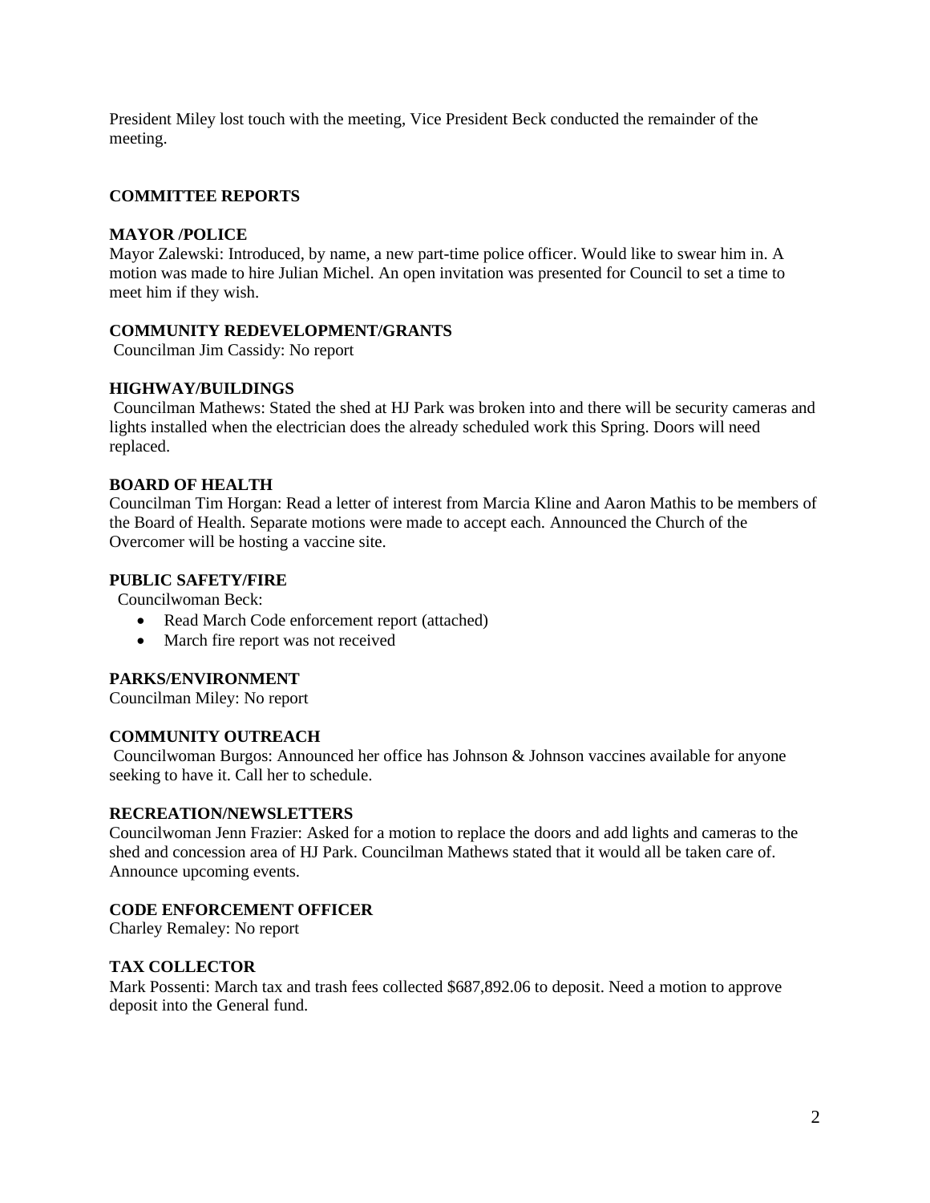President Miley lost touch with the meeting, Vice President Beck conducted the remainder of the meeting.

**COMMITTEE REPORTS**

**MAYOR /POLICE**

Mayor Zalewski: Introduced, by name, a new part-time police officer. Would like to swear him in. A motion was made to hire Julian Michel. An open invitation was presented for Council to set a time to meet him if they wish.

**COMMUNITY REDEVELOPMENT/GRANTS**

Councilman Jim Cassidy: No report

**HIGHWAY/BUILDINGS**

Councilman Mathews: Stated the shed at HJ Park was broken into and there will be security cameras and lights installed when the electrician does the already scheduled work this Spring. Doors will need replaced.

**BOARD OF HEALTH**

Councilman Tim Horgan: Read a letter of interest from Marcia Kline and Aaron Mathis to be members of the Board of Health. Separate motions were made to accept each. Announced the Church of the Overcomer will be hosting a vaccine site.

**PUBLIC SAFETY/FIRE**

Councilwoman Beck:

- Read March Code enforcement report (attached)
- March fire report was not received

**PARKS/ENVIRONMENT**

Councilman Miley: No report

**COMMUNITY OUTREACH**

Councilwoman Burgos: Announced her office has Johnson & Johnson vaccines available for anyone seeking to have it. Call her to schedule.

**RECREATION/NEWSLETTERS**

Councilwoman Jenn Frazier: Asked for a motion to replace the doors and add lights and cameras to the shed and concession area of HJ Park. Councilman Mathews stated that it would all be taken care of. Announce upcoming events.

**CODE ENFORCEMENT OFFICER**

Charley Remaley: No report

**TAX COLLECTOR**

Mark Possenti: March tax and trash fees collected $687,892.06 to deposit. Need a motion to approve deposit into the General fund.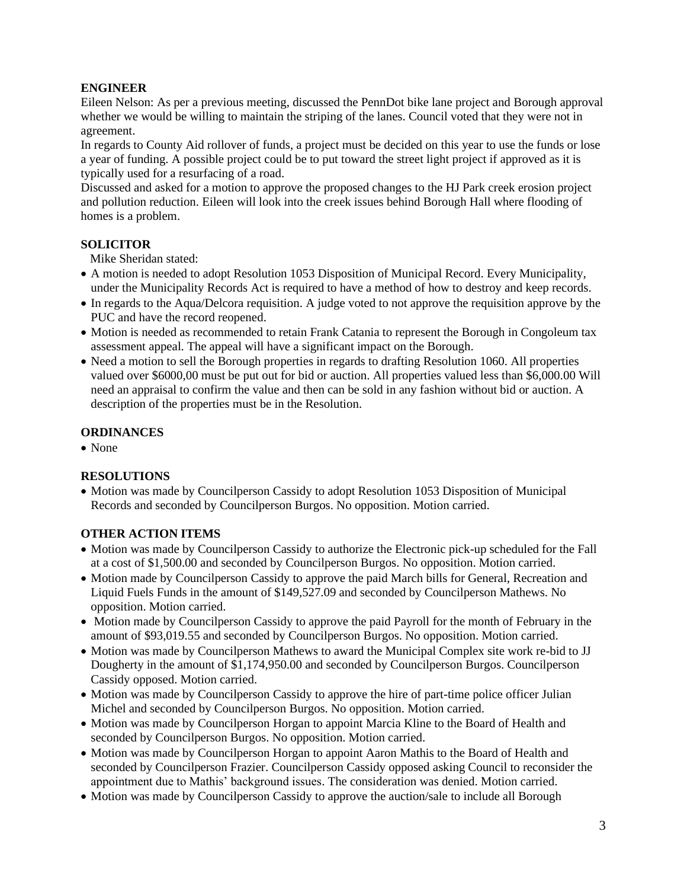**ENGINEER**

Eileen Nelson: As per a previous meeting, discussed the PennDot bike lane project and Borough approval whether we would be willing to maintain the striping of the lanes. Council voted that they were not in agreement.

In regards to County Aid rollover of funds, a project must be decided on this year to use the funds or lose a year of funding. A possible project could be to put toward the street light project if approved as it is typically used for a resurfacing of a road.

Discussed and asked for a motion to approve the proposed changes to the HJ Park creek erosion project and pollution reduction. Eileen will look into the creek issues behind Borough Hall where flooding of homes is a problem.

**SOLICITOR**

Mike Sheridan stated:

- A motion is needed to adopt Resolution 1053 Disposition of Municipal Record. Every Municipality, under the Municipality Records Act is required to have a method of how to destroy and keep records.
- In regards to the Aqua/Delcora requisition. A judge voted to not approve the requisition approve by the PUC and have the record reopened.
- Motion is needed as recommended to retain Frank Catania to represent the Borough in Congoleum tax assessment appeal. The appeal will have a significant impact on the Borough.
- Need a motion to sell the Borough properties in regards to drafting Resolution 1060. All properties valued over \$6000,00 must be put out for bid or auction. All properties valued less than \$6,000.00 Will need an appraisal to confirm the value and then can be sold in any fashion without bid or auction. A description of the properties must be in the Resolution.

**ORDINANCES**

- None

**RESOLUTIONS**

- Motion was made by Councilperson Cassidy to adopt Resolution 1053 Disposition of Municipal Records and seconded by Councilperson Burgos. No opposition. Motion carried.

**OTHER ACTION ITEMS**

- Motion was made by Councilperson Cassidy to authorize the Electronic pick-up scheduled for the Fall at a cost of \$1,500.00 and seconded by Councilperson Burgos. No opposition. Motion carried.
- Motion made by Councilperson Cassidy to approve the paid March bills for General, Recreation and Liquid Fuels Funds in the amount of \$149,527.09 and seconded by Councilperson Mathews. No opposition. Motion carried.
- Motion made by Councilperson Cassidy to approve the paid Payroll for the month of February in the amount of \$93,019.55 and seconded by Councilperson Burgos. No opposition. Motion carried.
- Motion was made by Councilperson Mathews to award the Municipal Complex site work re-bid to JJ Dougherty in the amount of \$1,174,950.00 and seconded by Councilperson Burgos. Councilperson Cassidy opposed. Motion carried.
- Motion was made by Councilperson Cassidy to approve the hire of part-time police officer Julian Michel and seconded by Councilperson Burgos. No opposition. Motion carried.
- Motion was made by Councilperson Horgan to appoint Marcia Kline to the Board of Health and seconded by Councilperson Burgos. No opposition. Motion carried.
- Motion was made by Councilperson Horgan to appoint Aaron Mathis to the Board of Health and seconded by Councilperson Frazier. Councilperson Cassidy opposed asking Council to reconsider the appointment due to Mathis' background issues. The consideration was denied. Motion carried.
- Motion was made by Councilperson Cassidy to approve the auction/sale to include all Borough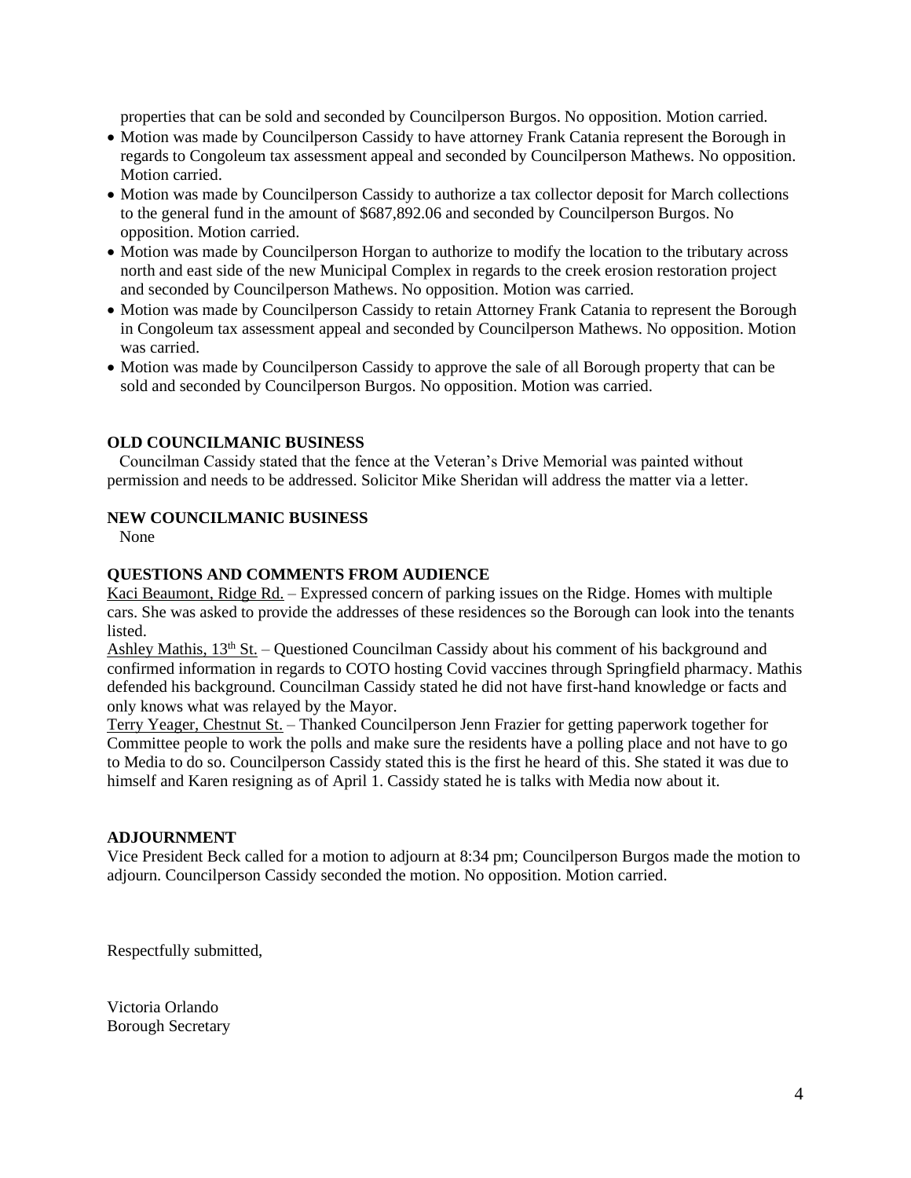properties that can be sold and seconded by Councilperson Burgos. No opposition. Motion carried.

- Motion was made by Councilperson Cassidy to have attorney Frank Catania represent the Borough in regards to Congoleum tax assessment appeal and seconded by Councilperson Mathews. No opposition. Motion carried.
- Motion was made by Councilperson Cassidy to authorize a tax collector deposit for March collections to the general fund in the amount of $687,892.06 and seconded by Councilperson Burgos. No opposition. Motion carried.
- Motion was made by Councilperson Horgan to authorize to modify the location to the tributary across north and east side of the new Municipal Complex in regards to the creek erosion restoration project and seconded by Councilperson Mathews. No opposition. Motion was carried.
- Motion was made by Councilperson Cassidy to retain Attorney Frank Catania to represent the Borough in Congoleum tax assessment appeal and seconded by Councilperson Mathews. No opposition. Motion was carried.
- Motion was made by Councilperson Cassidy to approve the sale of all Borough property that can be sold and seconded by Councilperson Burgos. No opposition. Motion was carried.

**OLD COUNCILMANIC BUSINESS**

Councilman Cassidy stated that the fence at the Veteran's Drive Memorial was painted without permission and needs to be addressed. Solicitor Mike Sheridan will address the matter via a letter.

**NEW COUNCILMANIC BUSINESS**

None

**QUESTIONS AND COMMENTS FROM AUDIENCE**

Kaci Beaumont, Ridge Rd. – Expressed concern of parking issues on the Ridge. Homes with multiple cars. She was asked to provide the addresses of these residences so the Borough can look into the tenants listed.

Ashley Mathis, 13th St. – Questioned Councilman Cassidy about his comment of his background and confirmed information in regards to COTO hosting Covid vaccines through Springfield pharmacy. Mathis defended his background. Councilman Cassidy stated he did not have first-hand knowledge or facts and only knows what was relayed by the Mayor.

Terry Yeager, Chestnut St. – Thanked Councilperson Jenn Frazier for getting paperwork together for Committee people to work the polls and make sure the residents have a polling place and not have to go to Media to do so. Councilperson Cassidy stated this is the first he heard of this. She stated it was due to himself and Karen resigning as of April 1. Cassidy stated he is talks with Media now about it.

**ADJOURNMENT**

Vice President Beck called for a motion to adjourn at 8:34 pm; Councilperson Burgos made the motion to adjourn. Councilperson Cassidy seconded the motion. No opposition. Motion carried.

Respectfully submitted,

Victoria Orlando
Borough Secretary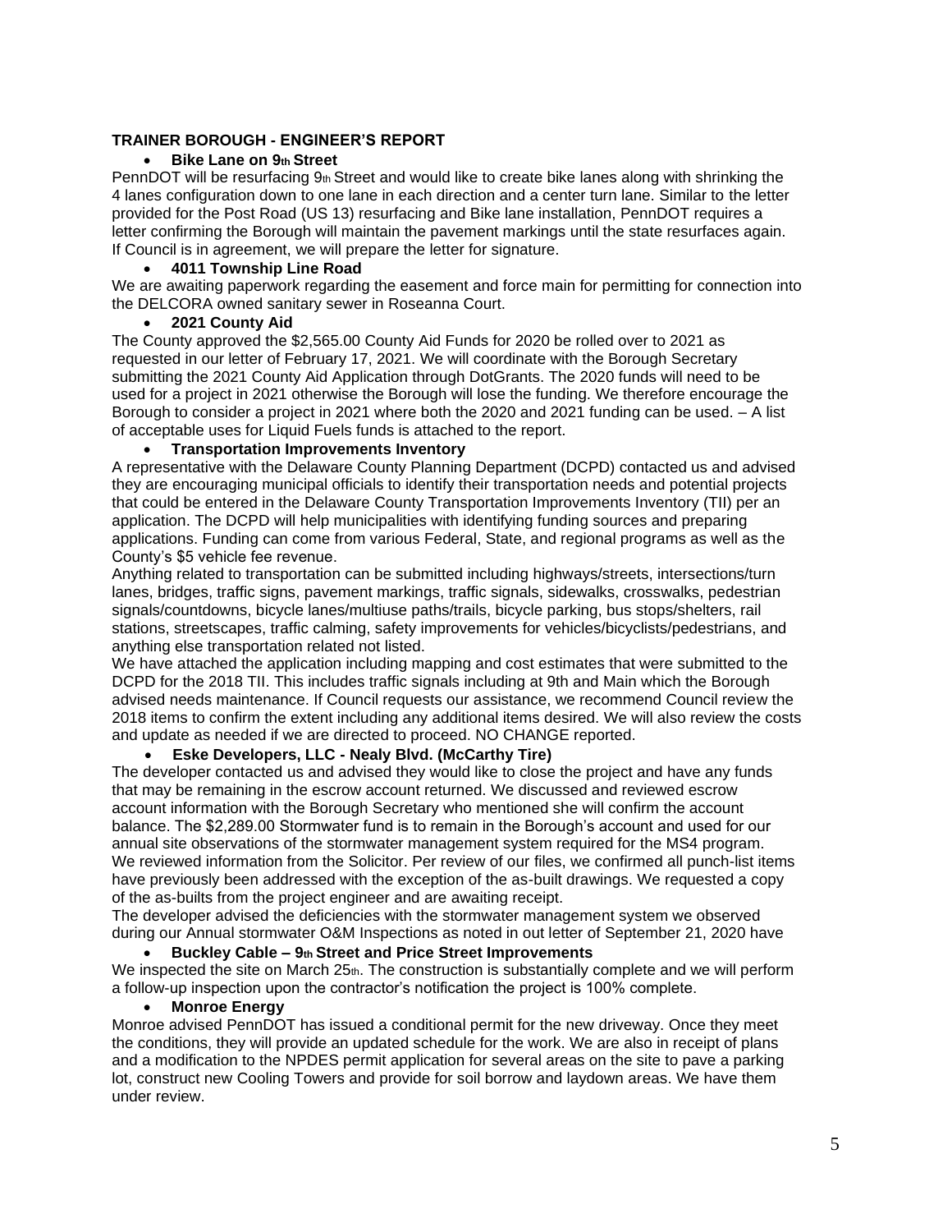**TRAINER BOROUGH - ENGINEER'S REPORT**

- **Bike Lane on 9th Street**

PennDOT will be resurfacing 9th Street and would like to create bike lanes along with shrinking the 4 lanes configuration down to one lane in each direction and a center turn lane. Similar to the letter provided for the Post Road (US 13) resurfacing and Bike lane installation, PennDOT requires a letter confirming the Borough will maintain the pavement markings until the state resurfaces again. If Council is in agreement, we will prepare the letter for signature.

- **4011 Township Line Road**

We are awaiting paperwork regarding the easement and force main for permitting for connection into the DELCORA owned sanitary sewer in Roseanna Court.

- **2021 County Aid**

The County approved the $2,565.00 County Aid Funds for 2020 be rolled over to 2021 as requested in our letter of February 17, 2021. We will coordinate with the Borough Secretary submitting the 2021 County Aid Application through DotGrants. The 2020 funds will need to be used for a project in 2021 otherwise the Borough will lose the funding. We therefore encourage the Borough to consider a project in 2021 where both the 2020 and 2021 funding can be used. – A list of acceptable uses for Liquid Fuels funds is attached to the report.

- **Transportation Improvements Inventory**

A representative with the Delaware County Planning Department (DCPD) contacted us and advised they are encouraging municipal officials to identify their transportation needs and potential projects that could be entered in the Delaware County Transportation Improvements Inventory (TII) per an application. The DCPD will help municipalities with identifying funding sources and preparing applications. Funding can come from various Federal, State, and regional programs as well as the County's $5 vehicle fee revenue.

Anything related to transportation can be submitted including highways/streets, intersections/turn lanes, bridges, traffic signs, pavement markings, traffic signals, sidewalks, crosswalks, pedestrian signals/countdowns, bicycle lanes/multiuse paths/trails, bicycle parking, bus stops/shelters, rail stations, streetscapes, traffic calming, safety improvements for vehicles/bicyclists/pedestrians, and anything else transportation related not listed.

We have attached the application including mapping and cost estimates that were submitted to the DCPD for the 2018 TII. This includes traffic signals including at 9th and Main which the Borough advised needs maintenance. If Council requests our assistance, we recommend Council review the 2018 items to confirm the extent including any additional items desired. We will also review the costs and update as needed if we are directed to proceed. NO CHANGE reported.

- **Eske Developers, LLC - Nealy Blvd. (McCarthy Tire)**

The developer contacted us and advised they would like to close the project and have any funds that may be remaining in the escrow account returned. We discussed and reviewed escrow account information with the Borough Secretary who mentioned she will confirm the account balance. The $2,289.00 Stormwater fund is to remain in the Borough's account and used for our annual site observations of the stormwater management system required for the MS4 program.

We reviewed information from the Solicitor. Per review of our files, we confirmed all punch-list items have previously been addressed with the exception of the as-built drawings. We requested a copy of the as-builts from the project engineer and are awaiting receipt.

The developer advised the deficiencies with the stormwater management system we observed during our Annual stormwater O&M Inspections as noted in out letter of September 21, 2020 have

- **Buckley Cable – 9th Street and Price Street Improvements**

We inspected the site on March 25th. The construction is substantially complete and we will perform a follow-up inspection upon the contractor's notification the project is 100% complete.

- **Monroe Energy**

Monroe advised PennDOT has issued a conditional permit for the new driveway. Once they meet the conditions, they will provide an updated schedule for the work. We are also in receipt of plans and a modification to the NPDES permit application for several areas on the site to pave a parking lot, construct new Cooling Towers and provide for soil borrow and laydown areas. We have them under review.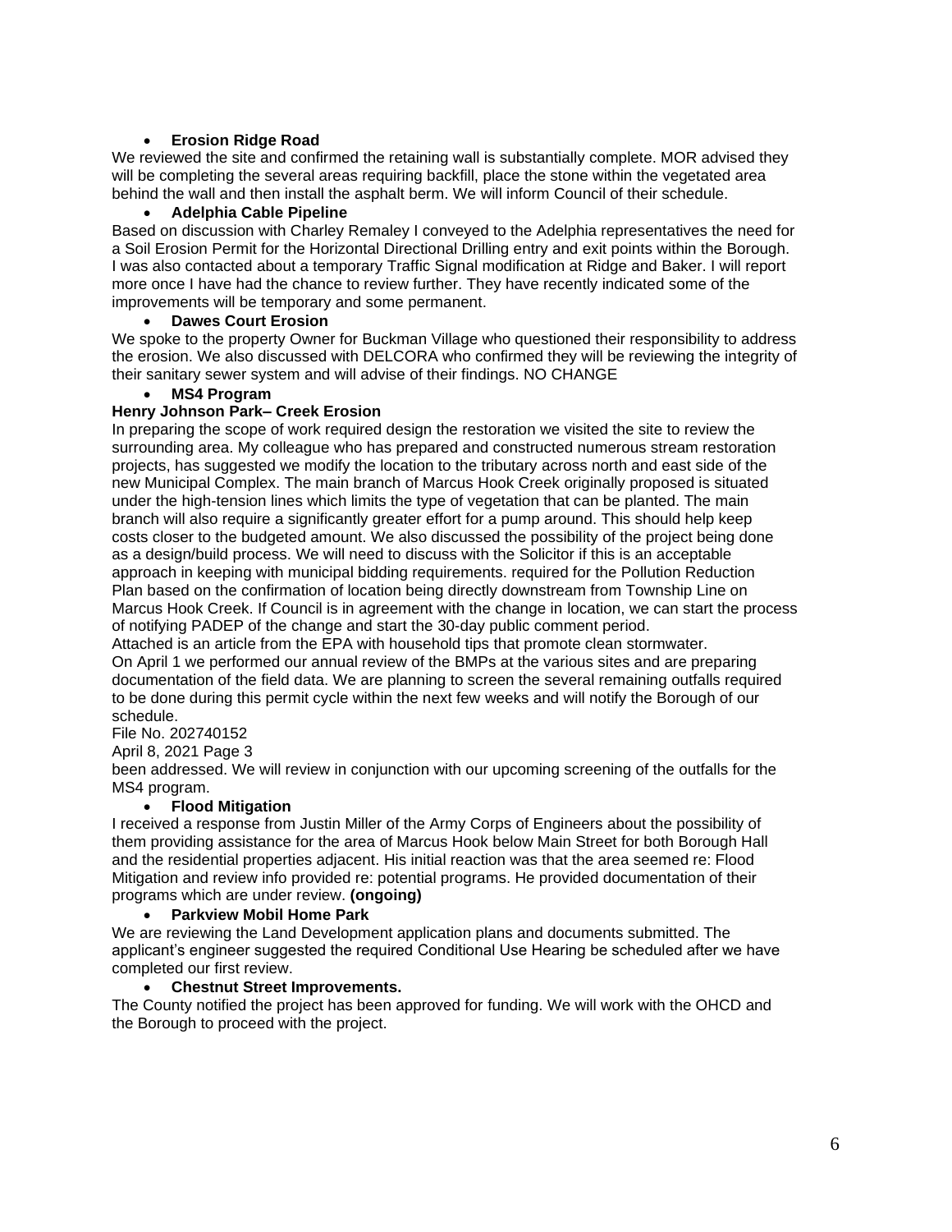- **Erosion Ridge Road**

We reviewed the site and confirmed the retaining wall is substantially complete. MOR advised they will be completing the several areas requiring backfill, place the stone within the vegetated area behind the wall and then install the asphalt berm. We will inform Council of their schedule.

- **Adelphia Cable Pipeline**

Based on discussion with Charley Remaley I conveyed to the Adelphia representatives the need for a Soil Erosion Permit for the Horizontal Directional Drilling entry and exit points within the Borough. I was also contacted about a temporary Traffic Signal modification at Ridge and Baker. I will report more once I have had the chance to review further. They have recently indicated some of the improvements will be temporary and some permanent.

- **Dawes Court Erosion**

We spoke to the property Owner for Buckman Village who questioned their responsibility to address the erosion. We also discussed with DELCORA who confirmed they will be reviewing the integrity of their sanitary sewer system and will advise of their findings. NO CHANGE

- **MS4 Program**

**Henry Johnson Park– Creek Erosion**

In preparing the scope of work required design the restoration we visited the site to review the surrounding area. My colleague who has prepared and constructed numerous stream restoration projects, has suggested we modify the location to the tributary across north and east side of the new Municipal Complex. The main branch of Marcus Hook Creek originally proposed is situated under the high-tension lines which limits the type of vegetation that can be planted. The main branch will also require a significantly greater effort for a pump around. This should help keep costs closer to the budgeted amount. We also discussed the possibility of the project being done as a design/build process. We will need to discuss with the Solicitor if this is an acceptable approach in keeping with municipal bidding requirements. required for the Pollution Reduction Plan based on the confirmation of location being directly downstream from Township Line on Marcus Hook Creek. If Council is in agreement with the change in location, we can start the process of notifying PADEP of the change and start the 30-day public comment period.

Attached is an article from the EPA with household tips that promote clean stormwater.

On April 1 we performed our annual review of the BMPs at the various sites and are preparing documentation of the field data. We are planning to screen the several remaining outfalls required to be done during this permit cycle within the next few weeks and will notify the Borough of our schedule.

File No. 202740152

April 8, 2021 Page 3

been addressed. We will review in conjunction with our upcoming screening of the outfalls for the MS4 program.

- **Flood Mitigation**

I received a response from Justin Miller of the Army Corps of Engineers about the possibility of them providing assistance for the area of Marcus Hook below Main Street for both Borough Hall and the residential properties adjacent. His initial reaction was that the area seemed re: Flood Mitigation and review info provided re: potential programs. He provided documentation of their programs which are under review. **(ongoing)**

- **Parkview Mobil Home Park**

We are reviewing the Land Development application plans and documents submitted. The applicant's engineer suggested the required Conditional Use Hearing be scheduled after we have completed our first review.

- **Chestnut Street Improvements.**

The County notified the project has been approved for funding. We will work with the OHCD and the Borough to proceed with the project.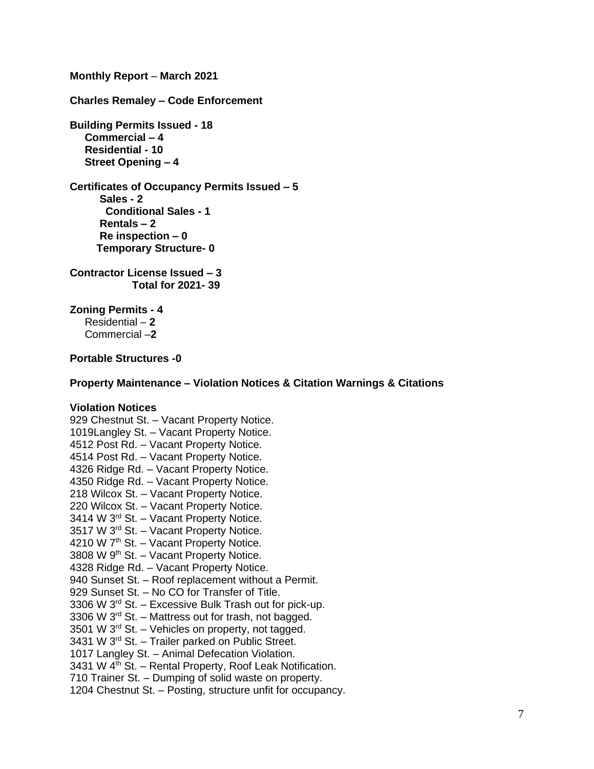**Monthly Report** – **March 2021**

**Charles Remaley – Code Enforcement**

**Building Permits Issued - 18**
- **Commercial – 4**
- **Residential - 10**
- **Street Opening – 4**

**Certificates of Occupancy Permits Issued – 5**
- **Sales - 2**
  - **Conditional Sales - 1**
- **Rentals – 2**
- **Re inspection – 0**
- **Temporary Structure- 0**

**Contractor License Issued – 3**
**Total for 2021- 39**

**Zoning Permits - 4**
- Residential – **2**
- Commercial –**2**

**Portable Structures -0**

**Property Maintenance – Violation Notices & Citation Warnings & Citations**

**Violation Notices**

929 Chestnut St. – Vacant Property Notice.
1019Langley St. – Vacant Property Notice.
4512 Post Rd. – Vacant Property Notice.
4514 Post Rd. – Vacant Property Notice.
4326 Ridge Rd. – Vacant Property Notice.
4350 Ridge Rd. – Vacant Property Notice.
218 Wilcox St. – Vacant Property Notice.
220 Wilcox St. – Vacant Property Notice.
3414 W 3rd St. – Vacant Property Notice.
3517 W 3rd St. – Vacant Property Notice.
4210 W 7th St. – Vacant Property Notice.
3808 W 9th St. – Vacant Property Notice.
4328 Ridge Rd. – Vacant Property Notice.
940 Sunset St. – Roof replacement without a Permit.
929 Sunset St. – No CO for Transfer of Title.
3306 W 3rd St. – Excessive Bulk Trash out for pick-up.
3306 W 3rd St. – Mattress out for trash, not bagged.
3501 W 3rd St. – Vehicles on property, not tagged.
3431 W 3rd St. – Trailer parked on Public Street.
1017 Langley St. – Animal Defecation Violation.
3431 W 4th St. – Rental Property, Roof Leak Notification.
710 Trainer St. – Dumping of solid waste on property.
1204 Chestnut St. – Posting, structure unfit for occupancy.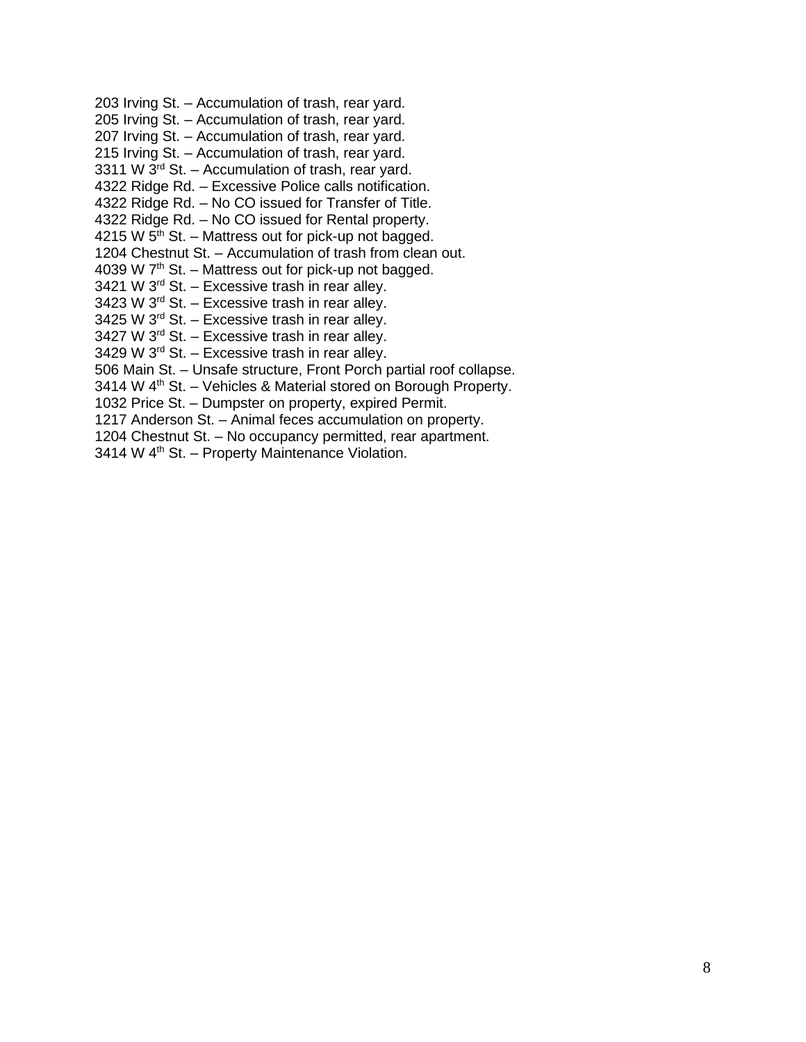203 Irving St. – Accumulation of trash, rear yard.
205 Irving St. – Accumulation of trash, rear yard.
207 Irving St. – Accumulation of trash, rear yard.
215 Irving St. – Accumulation of trash, rear yard.
3311 W 3rd St. – Accumulation of trash, rear yard.
4322 Ridge Rd. – Excessive Police calls notification.
4322 Ridge Rd. – No CO issued for Transfer of Title.
4322 Ridge Rd. – No CO issued for Rental property.
4215 W 5th St. – Mattress out for pick-up not bagged.
1204 Chestnut St. – Accumulation of trash from clean out.
4039 W 7th St. – Mattress out for pick-up not bagged.
3421 W 3rd St. – Excessive trash in rear alley.
3423 W 3rd St. – Excessive trash in rear alley.
3425 W 3rd St. – Excessive trash in rear alley.
3427 W 3rd St. – Excessive trash in rear alley.
3429 W 3rd St. – Excessive trash in rear alley.
506 Main St. – Unsafe structure, Front Porch partial roof collapse.
3414 W 4th St. – Vehicles & Material stored on Borough Property.
1032 Price St. – Dumpster on property, expired Permit.
1217 Anderson St. – Animal feces accumulation on property.
1204 Chestnut St. – No occupancy permitted, rear apartment.
3414 W 4th St. – Property Maintenance Violation.